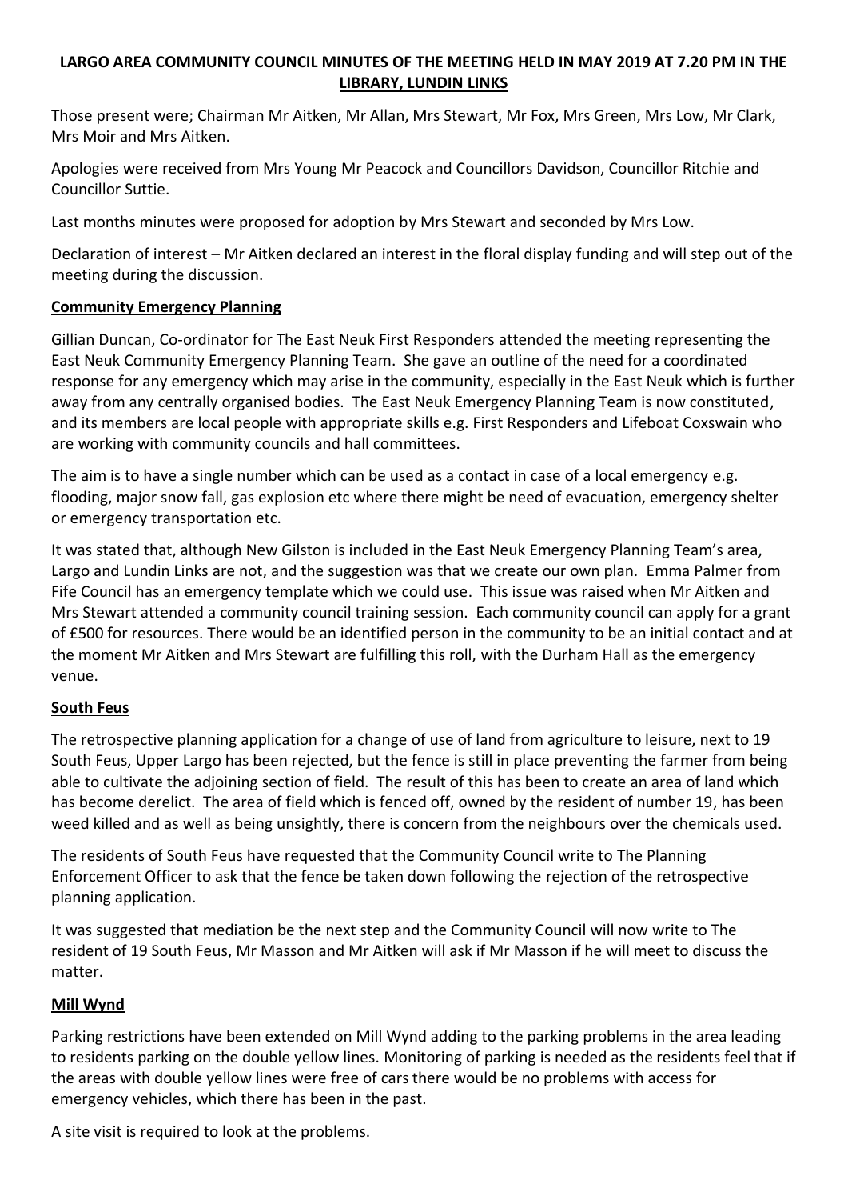# LARGO AREA COMMUNITY COUNCIL MINUTES OF THE MEETING HELD IN MAY 2019 AT 7.20 PM IN THE LIBRARY, LUNDIN LINKS

Those present were; Chairman Mr Aitken, Mr Allan, Mrs Stewart, Mr Fox, Mrs Green, Mrs Low, Mr Clark, Mrs Moir and Mrs Aitken.

Apologies were received from Mrs Young Mr Peacock and Councillors Davidson, Councillor Ritchie and Councillor Suttie.

Last months minutes were proposed for adoption by Mrs Stewart and seconded by Mrs Low.

Declaration of interest – Mr Aitken declared an interest in the floral display funding and will step out of the meeting during the discussion.

## Community Emergency Planning

Gillian Duncan, Co-ordinator for The East Neuk First Responders attended the meeting representing the East Neuk Community Emergency Planning Team. She gave an outline of the need for a coordinated response for any emergency which may arise in the community, especially in the East Neuk which is further away from any centrally organised bodies. The East Neuk Emergency Planning Team is now constituted, and its members are local people with appropriate skills e.g. First Responders and Lifeboat Coxswain who are working with community councils and hall committees.

The aim is to have a single number which can be used as a contact in case of a local emergency e.g. flooding, major snow fall, gas explosion etc where there might be need of evacuation, emergency shelter or emergency transportation etc.

It was stated that, although New Gilston is included in the East Neuk Emergency Planning Team's area, Largo and Lundin Links are not, and the suggestion was that we create our own plan. Emma Palmer from Fife Council has an emergency template which we could use. This issue was raised when Mr Aitken and Mrs Stewart attended a community council training session. Each community council can apply for a grant of £500 for resources. There would be an identified person in the community to be an initial contact and at the moment Mr Aitken and Mrs Stewart are fulfilling this roll, with the Durham Hall as the emergency venue.

## South Feus

The retrospective planning application for a change of use of land from agriculture to leisure, next to 19 South Feus, Upper Largo has been rejected, but the fence is still in place preventing the farmer from being able to cultivate the adjoining section of field. The result of this has been to create an area of land which has become derelict. The area of field which is fenced off, owned by the resident of number 19, has been weed killed and as well as being unsightly, there is concern from the neighbours over the chemicals used.

The residents of South Feus have requested that the Community Council write to The Planning Enforcement Officer to ask that the fence be taken down following the rejection of the retrospective planning application.

It was suggested that mediation be the next step and the Community Council will now write to The resident of 19 South Feus, Mr Masson and Mr Aitken will ask if Mr Masson if he will meet to discuss the matter.

## Mill Wynd

Parking restrictions have been extended on Mill Wynd adding to the parking problems in the area leading to residents parking on the double yellow lines. Monitoring of parking is needed as the residents feel that if the areas with double yellow lines were free of cars there would be no problems with access for emergency vehicles, which there has been in the past.

A site visit is required to look at the problems.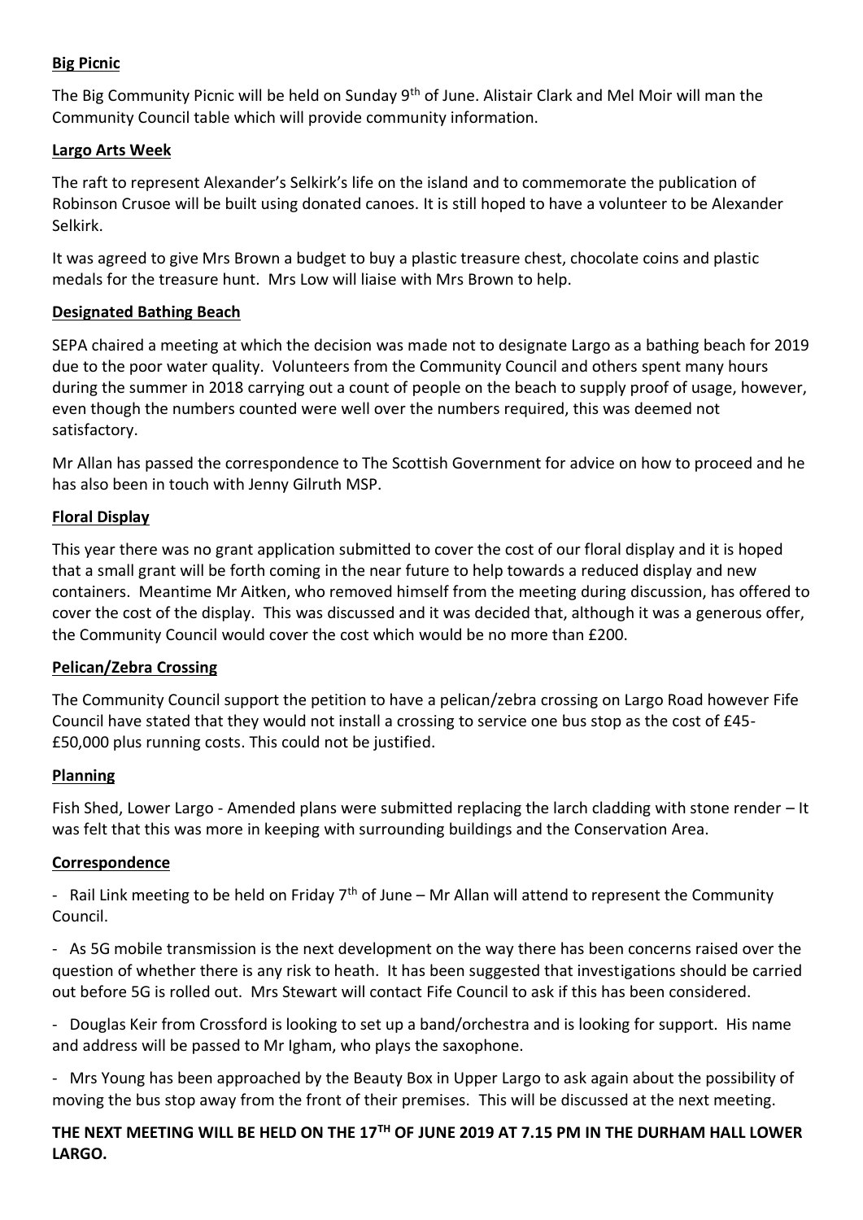**Big Picnic**

The Big Community Picnic will be held on Sunday 9th of June. Alistair Clark and Mel Moir will man the Community Council table which will provide community information.

**Largo Arts Week**

The raft to represent Alexander's Selkirk's life on the island and to commemorate the publication of Robinson Crusoe will be built using donated canoes. It is still hoped to have a volunteer to be Alexander Selkirk.

It was agreed to give Mrs Brown a budget to buy a plastic treasure chest, chocolate coins and plastic medals for the treasure hunt. Mrs Low will liaise with Mrs Brown to help.

**Designated Bathing Beach**

SEPA chaired a meeting at which the decision was made not to designate Largo as a bathing beach for 2019 due to the poor water quality. Volunteers from the Community Council and others spent many hours during the summer in 2018 carrying out a count of people on the beach to supply proof of usage, however, even though the numbers counted were well over the numbers required, this was deemed not satisfactory.

Mr Allan has passed the correspondence to The Scottish Government for advice on how to proceed and he has also been in touch with Jenny Gilruth MSP.

**Floral Display**

This year there was no grant application submitted to cover the cost of our floral display and it is hoped that a small grant will be forth coming in the near future to help towards a reduced display and new containers. Meantime Mr Aitken, who removed himself from the meeting during discussion, has offered to cover the cost of the display. This was discussed and it was decided that, although it was a generous offer, the Community Council would cover the cost which would be no more than £200.

**Pelican/Zebra Crossing**

The Community Council support the petition to have a pelican/zebra crossing on Largo Road however Fife Council have stated that they would not install a crossing to service one bus stop as the cost of £45-£50,000 plus running costs. This could not be justified.

**Planning**

Fish Shed, Lower Largo - Amended plans were submitted replacing the larch cladding with stone render – It was felt that this was more in keeping with surrounding buildings and the Conservation Area.

**Correspondence**

- Rail Link meeting to be held on Friday 7th of June – Mr Allan will attend to represent the Community Council.

- As 5G mobile transmission is the next development on the way there has been concerns raised over the question of whether there is any risk to heath. It has been suggested that investigations should be carried out before 5G is rolled out. Mrs Stewart will contact Fife Council to ask if this has been considered.

- Douglas Keir from Crossford is looking to set up a band/orchestra and is looking for support. His name and address will be passed to Mr Igham, who plays the saxophone.

- Mrs Young has been approached by the Beauty Box in Upper Largo to ask again about the possibility of moving the bus stop away from the front of their premises. This will be discussed at the next meeting.

**THE NEXT MEETING WILL BE HELD ON THE 17TH OF JUNE 2019 AT 7.15 PM IN THE DURHAM HALL LOWER LARGO.**